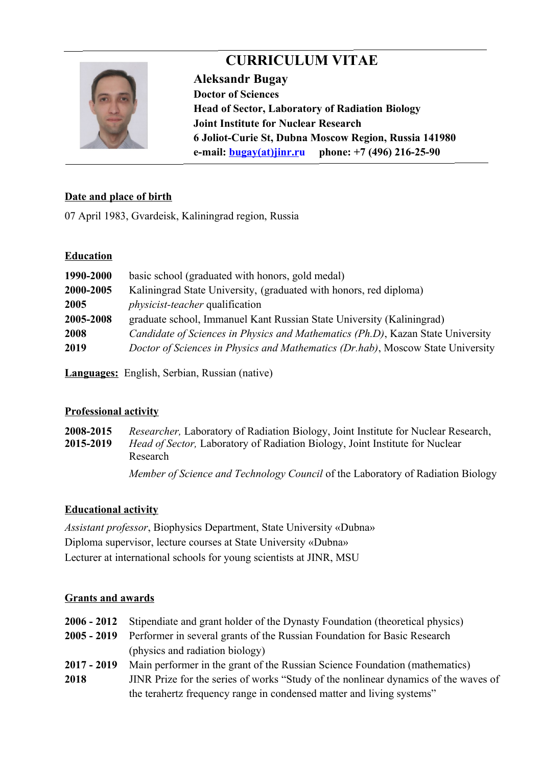# CURRICULUM VITAE

**Aleksandr Bugay**
**Doctor of Sciences**
**Head of Sector, Laboratory of Radiation Biology**
**Joint Institute for Nuclear Research**
**6 Joliot-Curie St, Dubna Moscow Region, Russia 141980**
**e-mail: bugay(at)jinr.ru phone: +7 (496) 216-25-90**

## Date and place of birth

07 April 1983, Gvardeisk, Kaliningrad region, Russia

## Education

| | |
|---|---|
| **1990-2000** | basic school (graduated with honors, gold medal) |
| **2000-2005** | Kaliningrad State University, (graduated with honors, red diploma) |
| **2005** | *physicist-teacher* qualification |
| **2005-2008** | graduate school, Immanuel Kant Russian State University (Kaliningrad) |
| **2008** | *Candidate of Sciences in Physics and Mathematics (Ph.D)*, Kazan State University |
| **2019** | *Doctor of Sciences in Physics and Mathematics (Dr.hab)*, Moscow State University |

**Languages:** English, Serbian, Russian (native)

## Professional activity

| | |
|---|---|
| **2008-2015** | *Researcher,* Laboratory of Radiation Biology, Joint Institute for Nuclear Research, |
| **2015-2019** | *Head of Sector,* Laboratory of Radiation Biology, Joint Institute for Nuclear Research |
| | *Member of Science and Technology Council* of the Laboratory of Radiation Biology |

## Educational activity

*Assistant professor*, Biophysics Department, State University «Dubna»
Diploma supervisor, lecture courses at State University «Dubna»
Lecturer at international schools for young scientists at JINR, MSU

## Grants and awards

| | |
|---|---|
| **2006 - 2012** | Stipendiate and grant holder of the Dynasty Foundation (theoretical physics) |
| **2005 - 2019** | Performer in several grants of the Russian Foundation for Basic Research (physics and radiation biology) |
| **2017 - 2019** | Main performer in the grant of the Russian Science Foundation (mathematics) |
| **2018** | JINR Prize for the series of works "Study of the nonlinear dynamics of the waves of the terahertz frequency range in condensed matter and living systems" |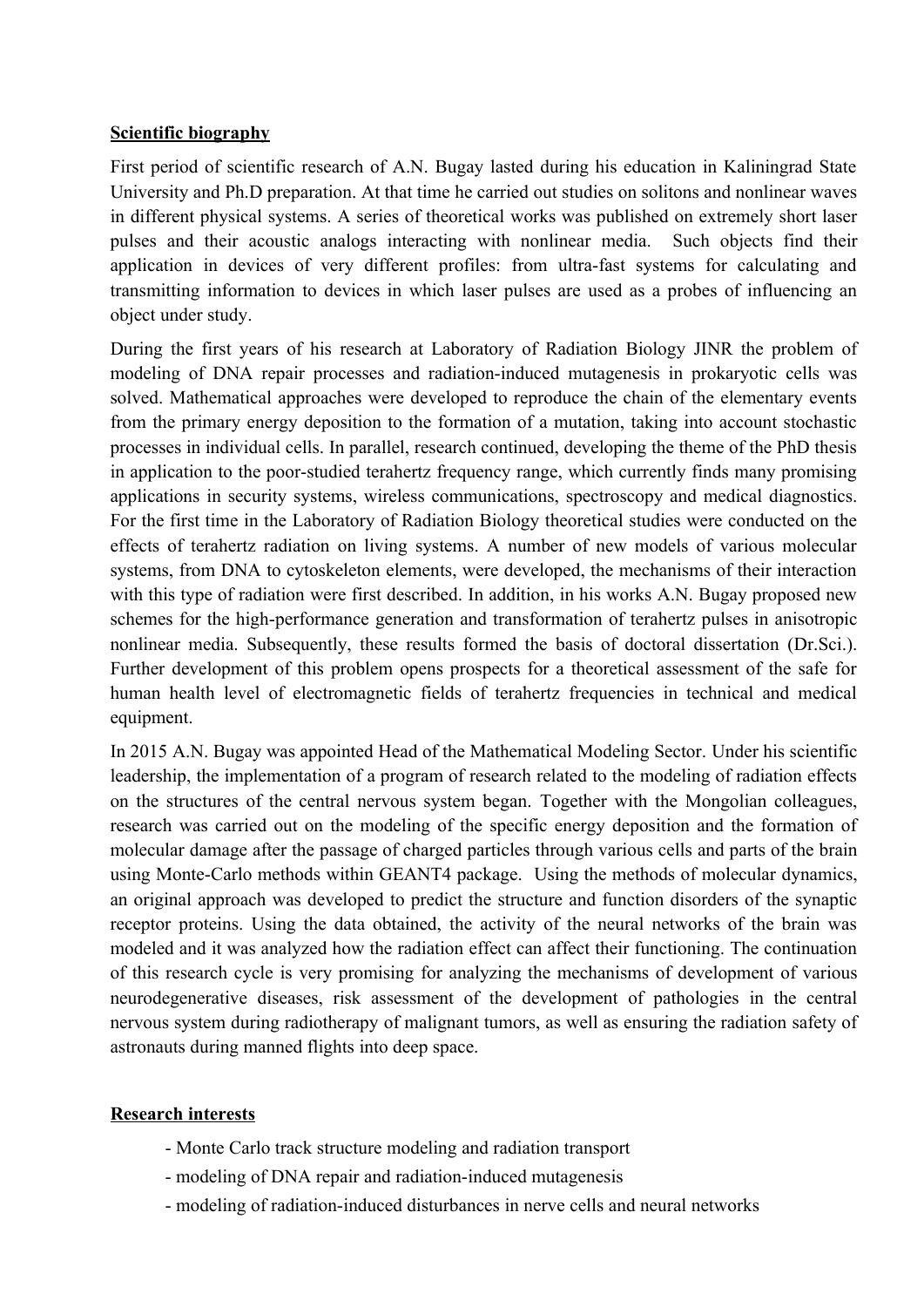## Scientific biography

First period of scientific research of A.N. Bugay lasted during his education in Kaliningrad State University and Ph.D preparation. At that time he carried out studies on solitons and nonlinear waves in different physical systems. A series of theoretical works was published on extremely short laser pulses and their acoustic analogs interacting with nonlinear media. Such objects find their application in devices of very different profiles: from ultra-fast systems for calculating and transmitting information to devices in which laser pulses are used as a probes of influencing an object under study.

During the first years of his research at Laboratory of Radiation Biology JINR the problem of modeling of DNA repair processes and radiation-induced mutagenesis in prokaryotic cells was solved. Mathematical approaches were developed to reproduce the chain of the elementary events from the primary energy deposition to the formation of a mutation, taking into account stochastic processes in individual cells. In parallel, research continued, developing the theme of the PhD thesis in application to the poor-studied terahertz frequency range, which currently finds many promising applications in security systems, wireless communications, spectroscopy and medical diagnostics. For the first time in the Laboratory of Radiation Biology theoretical studies were conducted on the effects of terahertz radiation on living systems. A number of new models of various molecular systems, from DNA to cytoskeleton elements, were developed, the mechanisms of their interaction with this type of radiation were first described. In addition, in his works A.N. Bugay proposed new schemes for the high-performance generation and transformation of terahertz pulses in anisotropic nonlinear media. Subsequently, these results formed the basis of doctoral dissertation (Dr.Sci.). Further development of this problem opens prospects for a theoretical assessment of the safe for human health level of electromagnetic fields of terahertz frequencies in technical and medical equipment.

In 2015 A.N. Bugay was appointed Head of the Mathematical Modeling Sector. Under his scientific leadership, the implementation of a program of research related to the modeling of radiation effects on the structures of the central nervous system began. Together with the Mongolian colleagues, research was carried out on the modeling of the specific energy deposition and the formation of molecular damage after the passage of charged particles through various cells and parts of the brain using Monte-Carlo methods within GEANT4 package. Using the methods of molecular dynamics, an original approach was developed to predict the structure and function disorders of the synaptic receptor proteins. Using the data obtained, the activity of the neural networks of the brain was modeled and it was analyzed how the radiation effect can affect their functioning. The continuation of this research cycle is very promising for analyzing the mechanisms of development of various neurodegenerative diseases, risk assessment of the development of pathologies in the central nervous system during radiotherapy of malignant tumors, as well as ensuring the radiation safety of astronauts during manned flights into deep space.

## Research interests

- Monte Carlo track structure modeling and radiation transport
- modeling of DNA repair and radiation-induced mutagenesis
- modeling of radiation-induced disturbances in nerve cells and neural networks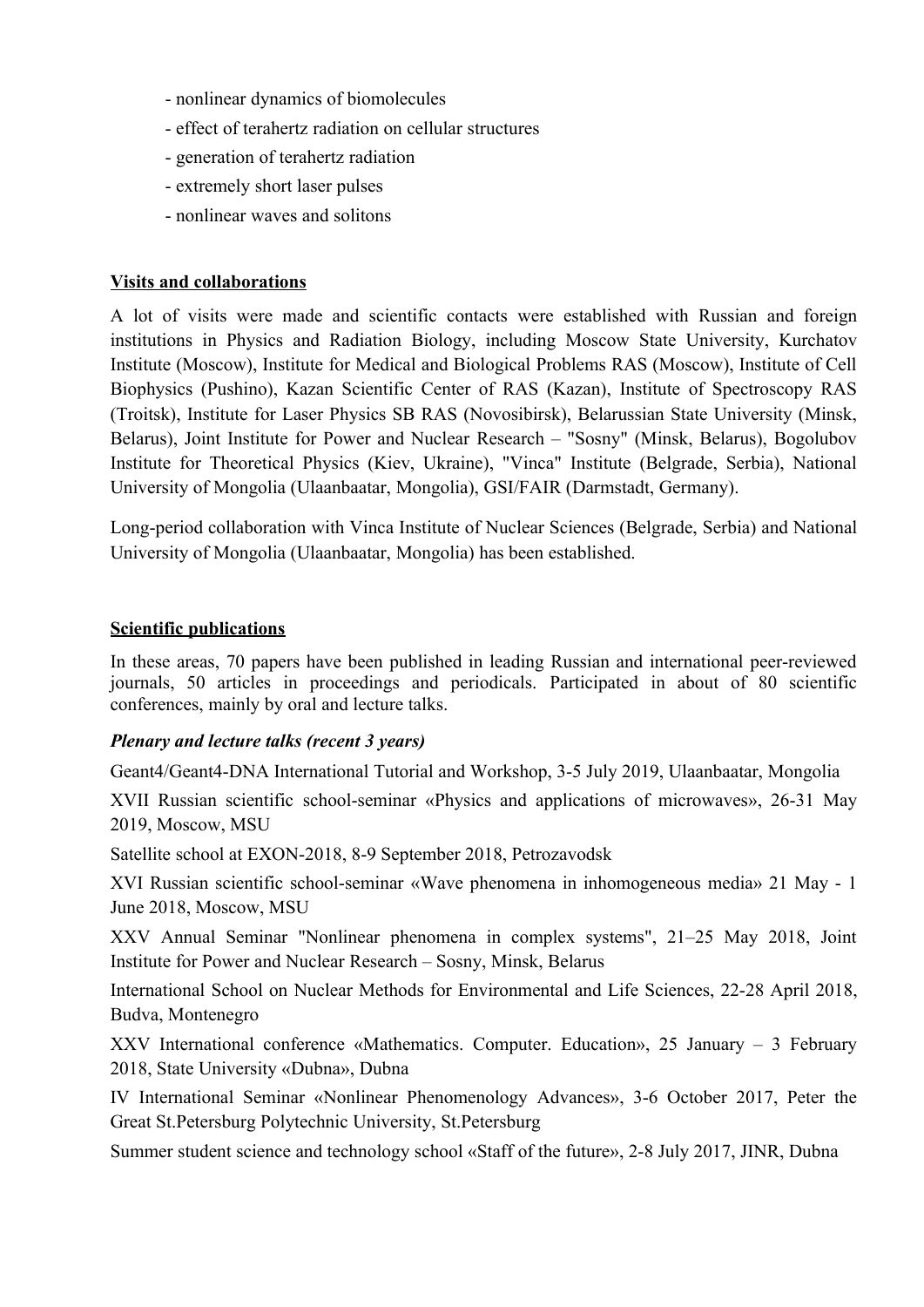- nonlinear dynamics of biomolecules
- effect of terahertz radiation on cellular structures
- generation of terahertz radiation
- extremely short laser pulses
- nonlinear waves and solitons

## Visits and collaborations

A lot of visits were made and scientific contacts were established with Russian and foreign institutions in Physics and Radiation Biology, including Moscow State University, Kurchatov Institute (Moscow), Institute for Medical and Biological Problems RAS (Moscow), Institute of Cell Biophysics (Pushino), Kazan Scientific Center of RAS (Kazan), Institute of Spectroscopy RAS (Troitsk), Institute for Laser Physics SB RAS (Novosibirsk), Belarussian State University (Minsk, Belarus), Joint Institute for Power and Nuclear Research – "Sosny" (Minsk, Belarus), Bogolubov Institute for Theoretical Physics (Kiev, Ukraine), "Vinca" Institute (Belgrade, Serbia), National University of Mongolia (Ulaanbaatar, Mongolia), GSI/FAIR (Darmstadt, Germany).

Long-period collaboration with Vinca Institute of Nuclear Sciences (Belgrade, Serbia) and National University of Mongolia (Ulaanbaatar, Mongolia) has been established.

## Scientific publications

In these areas, 70 papers have been published in leading Russian and international peer-reviewed journals, 50 articles in proceedings and periodicals. Participated in about of 80 scientific conferences, mainly by oral and lecture talks.

### *Plenary and lecture talks (recent 3 years)*

Geant4/Geant4-DNA International Tutorial and Workshop, 3-5 July 2019, Ulaanbaatar, Mongolia

XVII Russian scientific school-seminar «Physics and applications of microwaves», 26-31 May 2019, Moscow, MSU

Satellite school at EXON-2018, 8-9 September 2018, Petrozavodsk

XVI Russian scientific school-seminar «Wave phenomena in inhomogeneous media» 21 May - 1 June 2018, Moscow, MSU

XXV Annual Seminar "Nonlinear phenomena in complex systems", 21–25 May 2018, Joint Institute for Power and Nuclear Research – Sosny, Minsk, Belarus

International School on Nuclear Methods for Environmental and Life Sciences, 22-28 April 2018, Budva, Montenegro

XXV International conference «Mathematics. Computer. Education», 25 January – 3 February 2018, State University «Dubna», Dubna

IV International Seminar «Nonlinear Phenomenology Advances», 3-6 October 2017, Peter the Great St.Petersburg Polytechnic University, St.Petersburg

Summer student science and technology school «Staff of the future», 2-8 July 2017, JINR, Dubna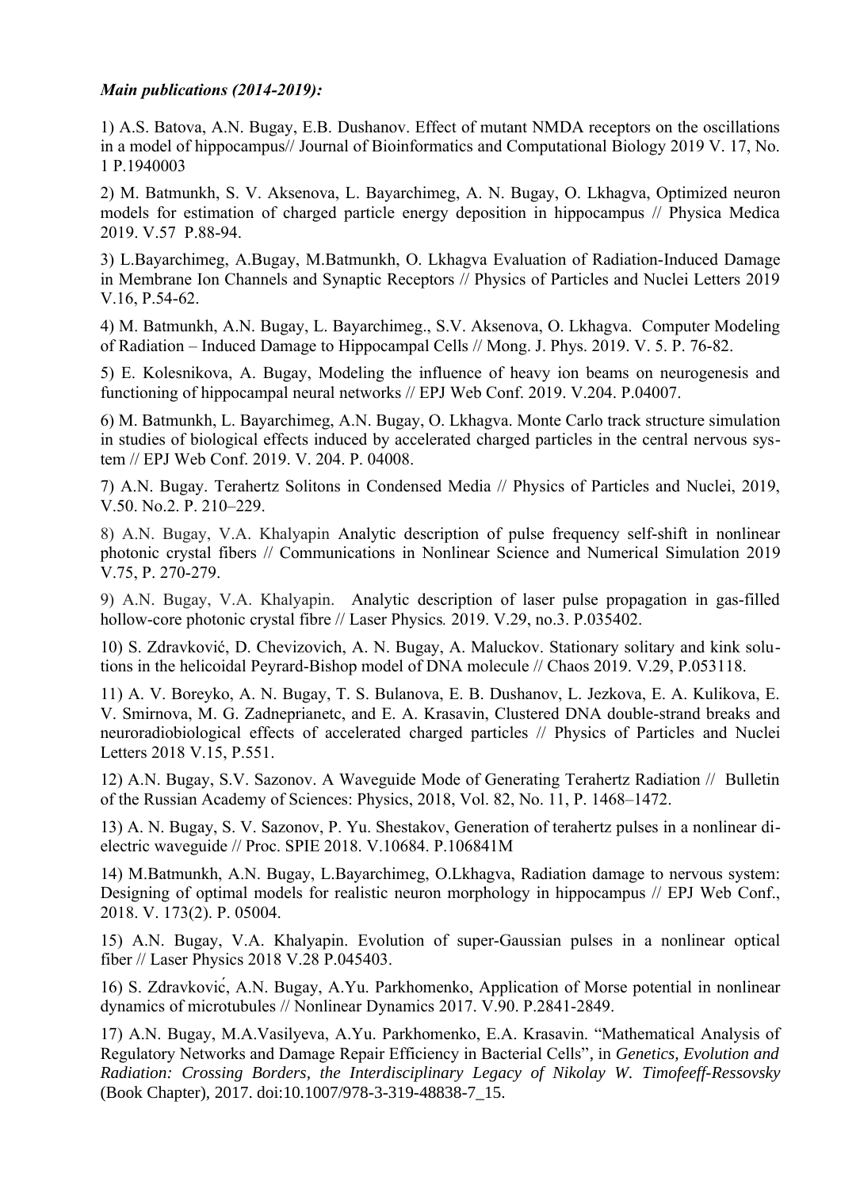***Main publications (2014-2019):***

1) A.S. Batova, A.N. Bugay, E.B. Dushanov. Effect of mutant NMDA receptors on the oscillations in a model of hippocampus// Journal of Bioinformatics and Computational Biology 2019 V. 17, No. 1 P.1940003

2) M. Batmunkh, S. V. Aksenova, L. Bayarchimeg, A. N. Bugay, O. Lkhagva, Optimized neuron models for estimation of charged particle energy deposition in hippocampus // Physica Medica 2019. V.57 P.88-94.

3) L.Bayarchimeg, A.Bugay, M.Batmunkh, O. Lkhagva Evaluation of Radiation-Induced Damage in Membrane Ion Channels and Synaptic Receptors // Physics of Particles and Nuclei Letters 2019 V.16, P.54-62.

4) M. Batmunkh, A.N. Bugay, L. Bayarchimeg., S.V. Aksenova, O. Lkhagva. Computer Modeling of Radiation – Induced Damage to Hippocampal Cells // Mong. J. Phys. 2019. V. 5. P. 76-82.

5) E. Kolesnikova, A. Bugay, Modeling the influence of heavy ion beams on neurogenesis and functioning of hippocampal neural networks // EPJ Web Conf. 2019. V.204. P.04007.

6) M. Batmunkh, L. Bayarchimeg, A.N. Bugay, O. Lkhagva. Monte Carlo track structure simulation in studies of biological effects induced by accelerated charged particles in the central nervous system // EPJ Web Conf. 2019. V. 204. P. 04008.

7) A.N. Bugay. Terahertz Solitons in Condensed Media // Physics of Particles and Nuclei, 2019, V.50. No.2. P. 210–229.

8) A.N. Bugay, V.A. Khalyapin Analytic description of pulse frequency self-shift in nonlinear photonic crystal fibers // Communications in Nonlinear Science and Numerical Simulation 2019 V.75, P. 270-279.

9) A.N. Bugay, V.A. Khalyapin. Analytic description of laser pulse propagation in gas-filled hollow-core photonic crystal fibre // Laser Physics*.* 2019. V.29, no.3. P.035402.

10) S. Zdravković, D. Chevizovich, A. N. Bugay, A. Maluckov. Stationary solitary and kink solutions in the helicoidal Peyrard-Bishop model of DNA molecule // Chaos 2019. V.29, P.053118.

11) A. V. Boreyko, A. N. Bugay, T. S. Bulanova, E. B. Dushanov, L. Jezkova, E. A. Kulikova, E. V. Smirnova, M. G. Zadneprianetc, and E. A. Krasavin, Clustered DNA double-strand breaks and neuroradiobiological effects of accelerated charged particles // Physics of Particles and Nuclei Letters 2018 V.15, P.551.

12) A.N. Bugay, S.V. Sazonov. A Waveguide Mode of Generating Terahertz Radiation // Bulletin of the Russian Academy of Sciences: Physics, 2018, Vol. 82, No. 11, P. 1468–1472.

13) A. N. Bugay, S. V. Sazonov, P. Yu. Shestakov, Generation of terahertz pulses in a nonlinear dielectric waveguide // Proc. SPIE 2018. V.10684. P.106841M

14) M.Batmunkh, A.N. Bugay, L.Bayarchimeg, O.Lkhagva, Radiation damage to nervous system: Designing of optimal models for realistic neuron morphology in hippocampus // EPJ Web Conf., 2018. V. 173(2). P. 05004.

15) A.N. Bugay, V.A. Khalyapin. Evolution of super-Gaussian pulses in a nonlinear optical fiber // Laser Physics 2018 V.28 P.045403.

16) S. Zdravković, A.N. Bugay, A.Yu. Parkhomenko, Application of Morse potential in nonlinear dynamics of microtubules // Nonlinear Dynamics 2017. V.90. P.2841-2849.

17) A.N. Bugay, M.A.Vasilyeva, A.Yu. Parkhomenko, E.A. Krasavin. "Mathematical Analysis of Regulatory Networks and Damage Repair Efficiency in Bacterial Cells", in *Genetics, Evolution and Radiation: Crossing Borders, the Interdisciplinary Legacy of Nikolay W. Timofeeff-Ressovsky* (Book Chapter), 2017. doi:10.1007/978-3-319-48838-7_15.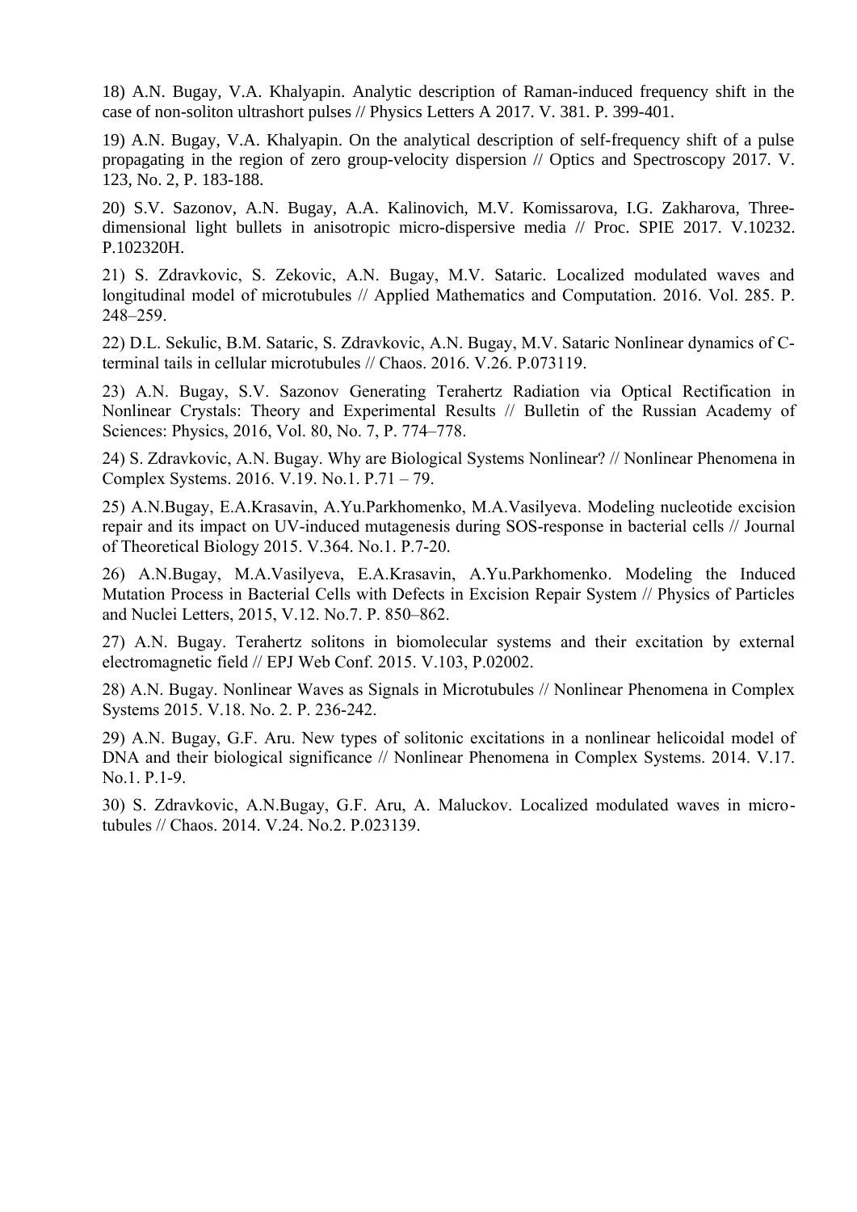18) A.N. Bugay, V.A. Khalyapin. Analytic description of Raman-induced frequency shift in the case of non-soliton ultrashort pulses // Physics Letters A 2017. V. 381. P. 399-401.

19) A.N. Bugay, V.A. Khalyapin. On the analytical description of self-frequency shift of a pulse propagating in the region of zero group-velocity dispersion // Optics and Spectroscopy 2017. V. 123, No. 2, P. 183-188.

20) S.V. Sazonov, A.N. Bugay, A.A. Kalinovich, M.V. Komissarova, I.G. Zakharova, Three-dimensional light bullets in anisotropic micro-dispersive media // Proc. SPIE 2017. V.10232. P.102320H.

21) S. Zdravkovic, S. Zekovic, A.N. Bugay, M.V. Sataric. Localized modulated waves and longitudinal model of microtubules // Applied Mathematics and Computation. 2016. Vol. 285. P. 248–259.

22) D.L. Sekulic, B.M. Sataric, S. Zdravkovic, A.N. Bugay, M.V. Sataric Nonlinear dynamics of C-terminal tails in cellular microtubules // Chaos. 2016. V.26. P.073119.

23) A.N. Bugay, S.V. Sazonov Generating Terahertz Radiation via Optical Rectification in Nonlinear Crystals: Theory and Experimental Results // Bulletin of the Russian Academy of Sciences: Physics, 2016, Vol. 80, No. 7, P. 774–778.

24) S. Zdravkovic, A.N. Bugay. Why are Biological Systems Nonlinear? // Nonlinear Phenomena in Complex Systems. 2016. V.19. No.1. P.71 – 79.

25) A.N.Bugay, E.A.Krasavin, A.Yu.Parkhomenko, M.A.Vasilyeva. Modeling nucleotide excision repair and its impact on UV-induced mutagenesis during SOS-response in bacterial cells // Journal of Theoretical Biology 2015. V.364. No.1. P.7-20.

26) A.N.Bugay, M.A.Vasilyeva, E.A.Krasavin, A.Yu.Parkhomenko. Modeling the Induced Mutation Process in Bacterial Cells with Defects in Excision Repair System // Physics of Particles and Nuclei Letters, 2015, V.12. No.7. P. 850–862.

27) A.N. Bugay. Terahertz solitons in biomolecular systems and their excitation by external electromagnetic field // EPJ Web Conf. 2015. V.103, P.02002.

28) A.N. Bugay. Nonlinear Waves as Signals in Microtubules // Nonlinear Phenomena in Complex Systems 2015. V.18. No. 2. P. 236-242.

29) A.N. Bugay, G.F. Aru. New types of solitonic excitations in a nonlinear helicoidal model of DNA and their biological significance // Nonlinear Phenomena in Complex Systems. 2014. V.17. No.1. P.1-9.

30) S. Zdravkovic, A.N.Bugay, G.F. Aru, A. Maluckov. Localized modulated waves in microtubules // Chaos. 2014. V.24. No.2. P.023139.